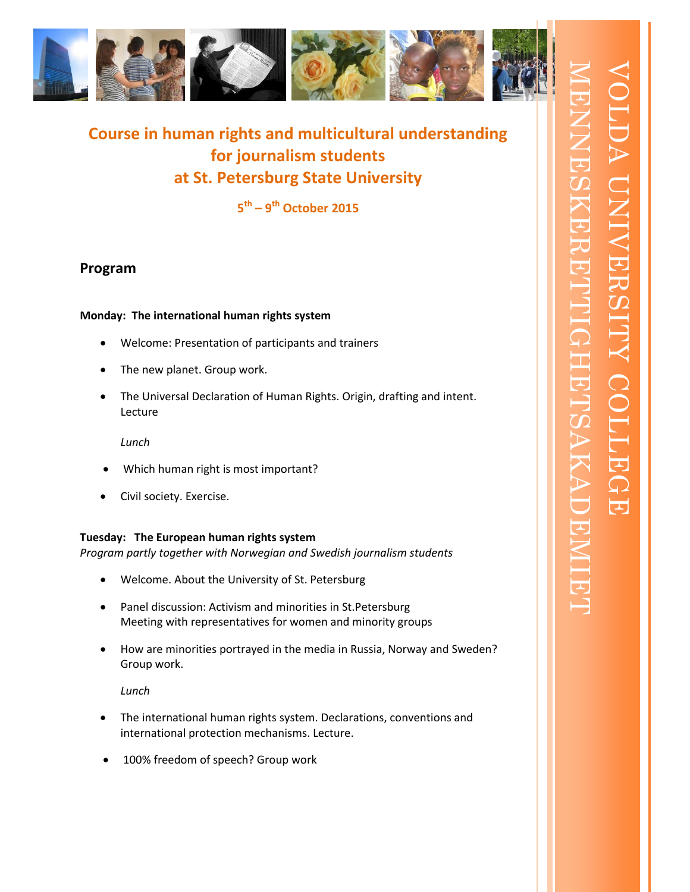VOLDA UNIVERSITY COLLEGE

MENNESKERETTIGHETSAKADEMIET

# Course in human rights and multicultural understanding for journalism students at St. Petersburg State University

**5th – 9th October 2015**

## Program

**Monday: The international human rights system**

- Welcome: Presentation of participants and trainers
- The new planet. Group work.
- The Universal Declaration of Human Rights. Origin, drafting and intent. Lecture

*Lunch*

- Which human right is most important?
- Civil society. Exercise.

**Tuesday: The European human rights system**
*Program partly together with Norwegian and Swedish journalism students*

- Welcome. About the University of St. Petersburg
- Panel discussion: Activism and minorities in St.Petersburg
  Meeting with representatives for women and minority groups
- How are minorities portrayed in the media in Russia, Norway and Sweden? Group work.

*Lunch*

- The international human rights system. Declarations, conventions and international protection mechanisms. Lecture.
- 100% freedom of speech? Group work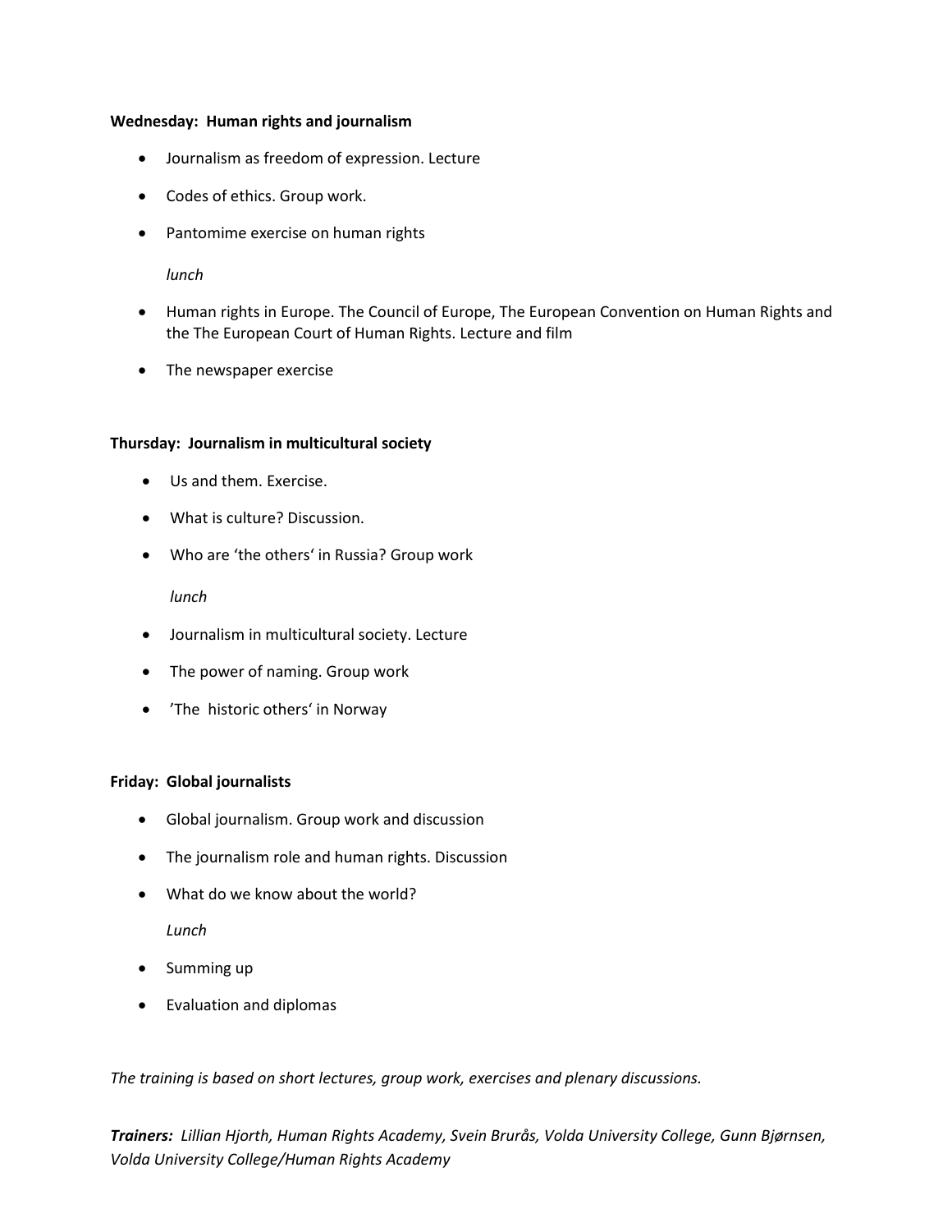**Wednesday: Human rights and journalism**

- Journalism as freedom of expression. Lecture
- Codes of ethics. Group work.
- Pantomime exercise on human rights

  *lunch*

- Human rights in Europe. The Council of Europe, The European Convention on Human Rights and the The European Court of Human Rights. Lecture and film
- The newspaper exercise

**Thursday: Journalism in multicultural society**

- Us and them. Exercise.
- What is culture? Discussion.
- Who are 'the others' in Russia? Group work

  *lunch*

- Journalism in multicultural society. Lecture
- The power of naming. Group work
- 'The historic others' in Norway

**Friday: Global journalists**

- Global journalism. Group work and discussion
- The journalism role and human rights. Discussion
- What do we know about the world?

  *Lunch*

- Summing up
- Evaluation and diplomas

*The training is based on short lectures, group work, exercises and plenary discussions.*

***Trainers:*** *Lillian Hjorth, Human Rights Academy, Svein Brurås, Volda University College, Gunn Bjørnsen, Volda University College/Human Rights Academy*